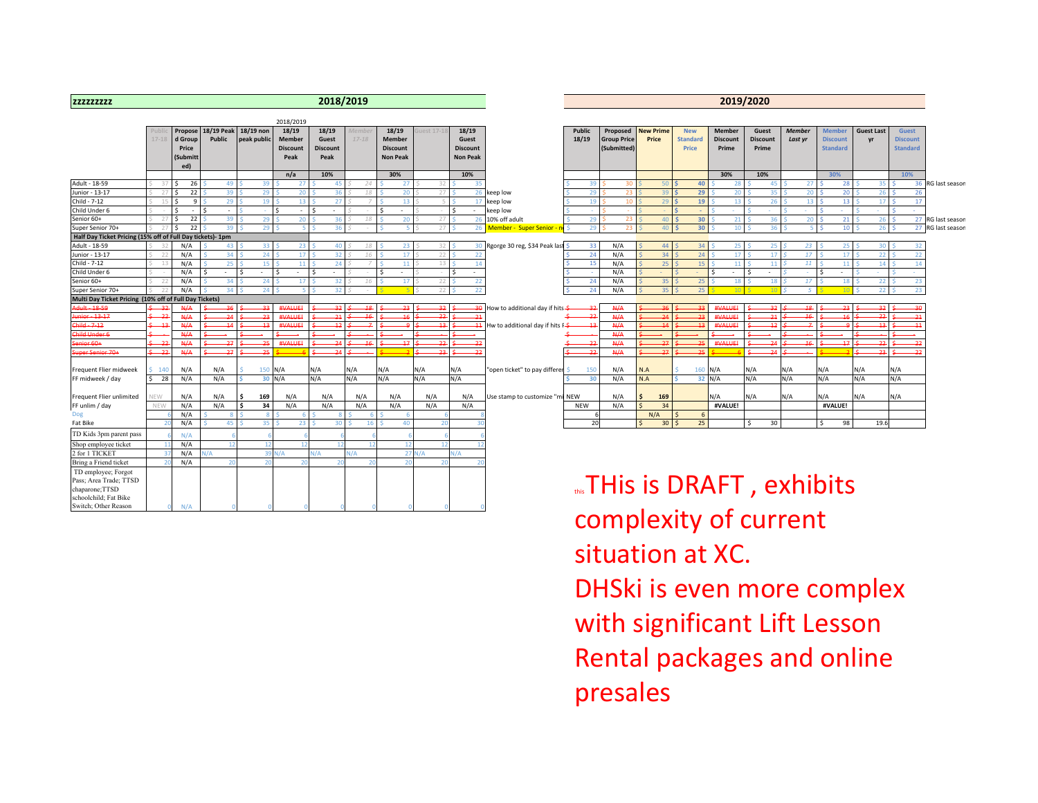**zzzzzzzz**

## 2018/2019

2018/2019

| | Public 17-18 | Proposed Group Price (Submitted) | 18/19 Peak Public | 18/19 non peak public | 18/19 Member Discount Peak | 18/19 Guest Discount Peak | Member 17-18 | 18/19 Member Discount Non Peak | Guest 17-18 | 18/19 Guest Discount Non Peak | |
|---|---|---|---|---|---|---|---|---|---|---|---|
| | | | | | n/a | 10% | | 30% | | 10% | |
| Adult - 18-59 | $ 37 | $ 26 | $ 49 | $ 39 | $ 27 | $ 45 | $ 24 | $ 27 | $ 32 | $ 35 | |
| Junior - 13-17 | $ 27 | $ 22 | $ 39 | $ 29 | $ 20 | $ 36 | $ 18 | $ 20 | $ 27 | $ 26 | keep low |
| Child - 7-12 | $ 15 | $ 9 | $ 29 | $ 19 | $ 13 | $ 27 | $ 7 | $ 13 | $ 5 | $ 17 | keep low |
| Child Under 6 | $ - | $ - | $ - | $ - | $ - | $ - | $ - | $ - | $ - | $ - | keep low |
| Senior 60+ | $ 27 | $ 22 | $ 39 | $ 29 | $ 20 | $ 36 | $ 18 | $ 20 | $ 27 | $ 26 | 10% off adult |
| Super Senior 70+ | $ 27 | $ 22 | $ 39 | $ 29 | $ 5 | $ 36 | $ - | $ 5 | $ 27 | $ 26 | Member - Super Senior - n |
| **Half Day Ticket Pricing (15% off of Full Day tickets)- 1pm** | | | | | | | | | | | |
| Adult - 18-59 | $ 32 | N/A | $ 43 | $ 33 | $ 23 | $ 40 | $ 18 | $ 23 | $ 32 | $ 30 | Rgorge 30 reg, $34 Peak last |
| Junior - 13-17 | $ 22 | N/A | $ 34 | $ 24 | $ 17 | $ 32 | $ 16 | $ 17 | $ 22 | $ 22 | |
| Child - 7-12 | $ 13 | N/A | $ 25 | $ 15 | $ 11 | $ 24 | $ 7 | $ 11 | $ 13 | $ 14 | |
| Child Under 6 | $ - | N/A | $ - | $ - | $ - | $ - | $ - | $ - | $ - | $ - | |
| Senior 60+ | $ 22 | N/A | $ 34 | $ 24 | $ 17 | $ 32 | $ 16 | $ 17 | $ 22 | $ 22 | |
| Super Senior 70+ | $ 22 | N/A | $ 34 | $ 24 | $ 5 | $ 32 | $ - | $ 5 | $ 22 | $ 22 | |
| **Multi Day Ticket Pricing (10% off of Full Day Tickets)** | | | | | | | | | | | |
| ~~Adult - 18-59~~ | ~~$ 32~~ | ~~N/A~~ | ~~$ 36~~ | ~~$ 33~~ | ~~#VALUE!~~ | ~~$ 32~~ | ~~$ 18~~ | ~~$ 23~~ | ~~$ 32~~ | ~~$ 30~~ | How to additional day if hits |
| ~~Junior - 13-17~~ | ~~$ 22~~ | ~~N/A~~ | ~~$ 24~~ | ~~$ 23~~ | ~~#VALUE!~~ | ~~$ 21~~ | ~~$ 16~~ | ~~$ 16~~ | ~~$ 22~~ | ~~$ 21~~ | |
| ~~Child - 7-12~~ | ~~$ 13~~ | ~~N/A~~ | ~~$ 14~~ | ~~$ 13~~ | ~~#VALUE!~~ | ~~$ 12~~ | ~~$ 7~~ | ~~$ 9~~ | ~~$ 13~~ | ~~$ 11~~ | Hw to additional day if hits F |
| ~~Child Under 6~~ | ~~$ -~~ | ~~N/A~~ | ~~$ -~~ | ~~$ -~~ | | ~~$ -~~ | ~~$ -~~ | ~~$ -~~ | ~~$ -~~ | ~~$ -~~ | |
| ~~Senior 60+~~ | ~~$ 22~~ | ~~N/A~~ | ~~$ 27~~ | ~~$ 25~~ | ~~#VALUE!~~ | ~~$ 24~~ | ~~$ 16~~ | ~~$ 17~~ | ~~$ 22~~ | ~~$ 22~~ | |
| ~~Super Senior 70+~~ | ~~$ 22~~ | ~~N/A~~ | ~~$ 27~~ | ~~$ 25~~ | ~~$ 6~~ | ~~$ 24~~ | ~~$ -~~ | ~~$ 2~~ | ~~$ 23~~ | ~~$ 22~~ | |
| Frequent Flier midweek | $ 140 | N/A | N/A | 150 | N/A | N/A | N/A | N/A | N/A | N/A | "open ticket" to pay differen |
| FF midweek / day | $ 28 | N/A | N/A | $ 30 | N/A | N/A | N/A | N/A | N/A | N/A | |
| Frequent Flier unlimited | NEW | N/A | N/A | $ 169 | N/A | N/A | N/A | N/A | N/A | N/A | Use stamp to customize "m |
| FF unlim / day | NEW | N/A | N/A | $ 34 | N/A | N/A | N/A | N/A | N/A | N/A | |
| Dog | 6 | N/A | $ 8 | $ 8 | $ 6 | $ 8 | $ 6 | $ 6 | 6 | 8 | |
| Fat Bike | 20 | N/A | 45 | $ 35 | $ 23 | $ 30 | $ 16 | $ 40 | 20 | 30 | |
| TD Kids 3pm parent pass | 6 | N/A | 6 | 6 | 6 | 6 | 6 | 6 | 6 | 6 | |
| Shop employee ticket | 11 | N/A | 12 | 12 | 12 | 12 | 12 | 12 | 12 | 12 | |
| 2 for 1 TICKET | 37 | N/A | N/A | 39 | N/A | N/A | N/A | 27 | N/A | N/A | |
| Bring a Friend ticket | 20 | N/A | 20 | 20 | 20 | 20 | 20 | 20 | 20 | 20 | |
| TD employee; Forgot Pass; Area Trade; TTSD chaparone;TTSD schoolchild; Fat Bike Switch; Other Reason | 0 | N/A | 0 | 0 | 0 | 0 | 0 | 0 | 0 | 0 | |

## 2019/2020

| Public 18/19 | Proposed Group Price (Submitted) | New Prime Price | New Standard Price | Member Discount Prime | Guest Discount Prime | Member Last yr | Member Discount Standard | Guest Last yr | Guest Discount Standard | |
|---|---|---|---|---|---|---|---|---|---|---|
| | | | | 30% | 10% | | 30% | | 10% | |
| $ 39 | $ 30 | $ 50 | $ 40 | $ 28 | $ 45 | $ 27 | $ 28 | $ 35 | $ 36 | RG last season |
| $ 29 | $ 23 | $ 39 | $ 29 | $ 20 | $ 35 | $ 20 | $ 20 | $ 26 | $ 26 | |
| $ 19 | $ 10 | $ 29 | $ 19 | $ 13 | $ 26 | $ 13 | $ 13 | $ 17 | $ 17 | |
| $ - | $ - | $ - | $ - | $ - | $ - | $ - | $ - | $ - | $ - | |
| $ 29 | $ 23 | $ 40 | $ 30 | $ 21 | $ 36 | $ 20 | $ 21 | $ 26 | $ 27 | RG last season |
| $ 29 | $ 23 | $ 40 | $ 30 | $ 10 | $ 36 | $ 5 | $ 10 | $ 26 | $ 27 | RG last season |
| | | | | | | | | | | |
| $ 33 | N/A | $ 44 | $ 34 | $ 25 | $ 25 | $ 23 | $ 25 | $ 30 | $ 32 | |
| $ 24 | N/A | $ 34 | $ 24 | $ 17 | $ 17 | $ 17 | $ 17 | $ 22 | $ 22 | |
| $ 15 | N/A | $ 25 | $ 15 | $ 11 | $ 11 | $ 11 | $ 11 | $ 14 | $ 14 | |
| $ - | N/A | $ - | $ - | $ - | $ - | $ - | $ - | $ - | $ - | |
| $ 24 | N/A | $ 35 | $ 25 | $ 18 | $ 18 | $ 17 | $ 18 | $ 22 | $ 23 | |
| $ 24 | N/A | $ 35 | $ 25 | $ 10 | $ 10 | $ 5 | $ 10 | $ 22 | $ 23 | |
| | | | | | | | | | | |
| ~~$ 32~~ | ~~N/A~~ | ~~$ 36~~ | ~~$ 33~~ | ~~#VALUE!~~ | ~~$ 32~~ | ~~$ 18~~ | ~~$ 23~~ | ~~$ 32~~ | ~~$ 30~~ | |
| ~~$ 22~~ | ~~N/A~~ | ~~$ 24~~ | ~~$ 23~~ | ~~#VALUE!~~ | ~~$ 21~~ | ~~$ 16~~ | ~~$ 16~~ | ~~$ 22~~ | ~~$ 21~~ | |
| ~~$ 13~~ | ~~N/A~~ | ~~$ 14~~ | ~~$ 13~~ | ~~#VALUE!~~ | ~~$ 12~~ | ~~$ 7~~ | ~~$ 9~~ | ~~$ 13~~ | ~~$ 11~~ | |
| ~~$ -~~ | ~~N/A~~ | ~~$ -~~ | ~~$ -~~ | | ~~$ -~~ | ~~$ -~~ | ~~$ -~~ | ~~$ -~~ | ~~$ -~~ | |
| ~~$ 22~~ | ~~N/A~~ | ~~$ 27~~ | ~~$ 25~~ | ~~#VALUE!~~ | ~~$ 24~~ | ~~$ 16~~ | ~~$ 17~~ | ~~$ 22~~ | ~~$ 22~~ | |
| ~~$ 22~~ | ~~N/A~~ | ~~$ 27~~ | ~~$ 25~~ | ~~$ 6~~ | ~~$ 24~~ | ~~$ -~~ | ~~$ 2~~ | ~~$ 23~~ | ~~$ 22~~ | |
| $ 150 | N/A | N.A | $ 160 | N/A | N/A | N/A | N/A | N/A | N/A | |
| $ 30 | N/A | N.A | $ 32 | N/A | N/A | N/A | N/A | N/A | N/A | |
| NEW | N/A | $ 169 | | N/A | N/A | N/A | N/A | N/A | N/A | |
| NEW | N/A | $ 34 | | #VALUE! | | | #VALUE! | | | |
| 6 | | N/A | $ 6 | | | | | | | |
| 20 | | $ 30 | $ 25 | | $ 30 | | $ 98 | 19.6 | | |

this THis is DRAFT , exhibits complexity of current situation at XC.
DHSki is even more complex with significant Lift Lesson Rental packages and online presales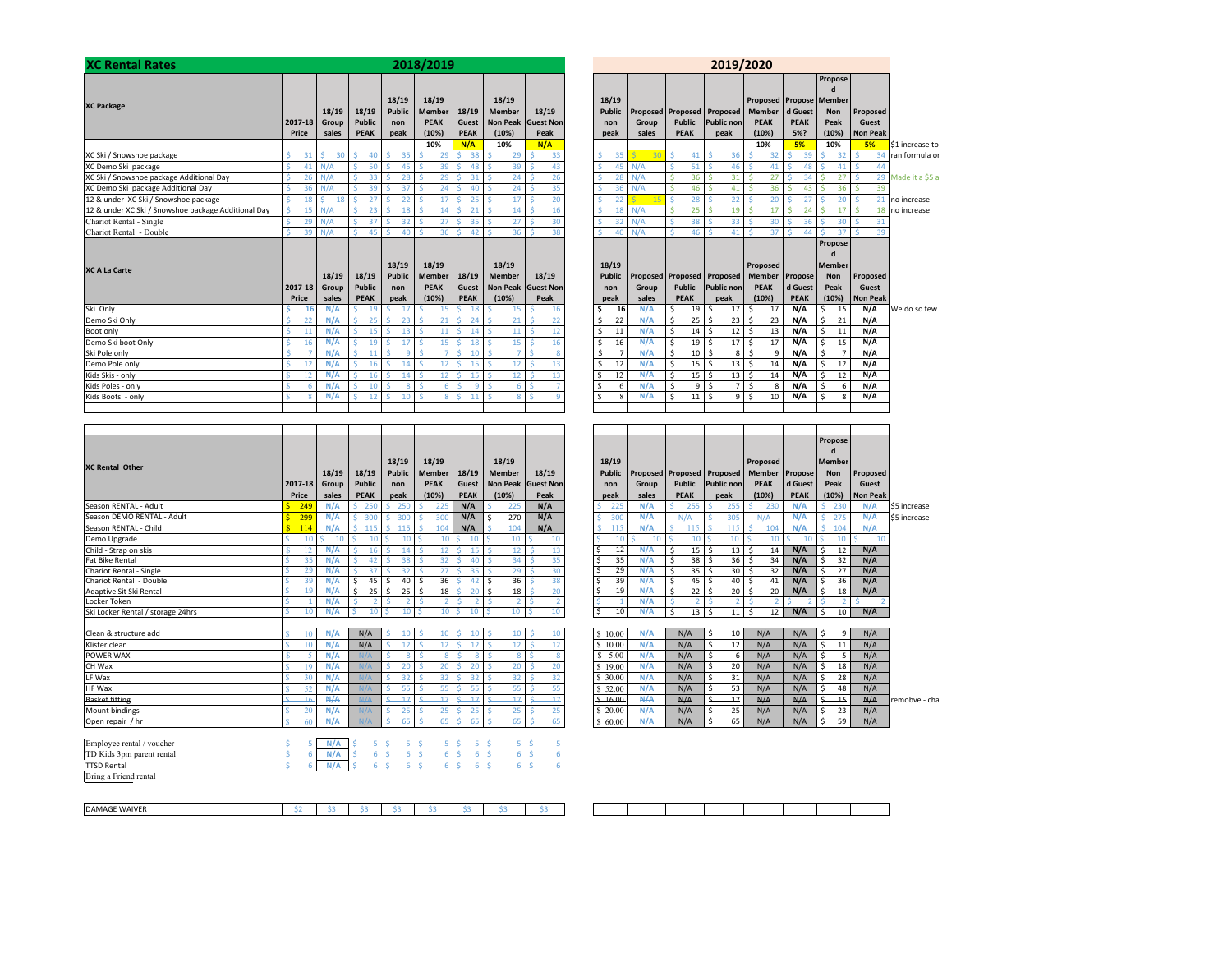# XC Rental Rates

## 2018/2019 and 2019/2020

| XC Package | 2017-18 Price | 18/19 Group sales | 18/19 Public PEAK | 18/19 Public non peak | 18/19 Member PEAK (10%) | 18/19 Guest PEAK | 18/19 Member Non Peak (10%) | 18/19 Guest Non Peak | 18/19 Public non peak | Proposed Group sales | Proposed Public PEAK | Proposed Public non peak | Proposed Member PEAK (10%) | Proposed Guest PEAK 5%? | Proposed Member Non Peak (10%) | Proposed Guest Non Peak | |
|---|---|---|---|---|---|---|---|---|---|---|---|---|---|---|---|---|---|
| | | | | | 10% | N/A | 10% | N/A | | | | | 10% | 5% | 10% | 5% | $1 increase to |
| XC Ski / Snowshoe package | $31 | $30 | $40 | $35 | $29 | $38 | $29 | $33 | $35 | $30 | $41 | $36 | $32 | $39 | $32 | $34 | ran formula o |
| XC Demo Ski package | $41 | N/A | $50 | $45 | $39 | $48 | $39 | $43 | $45 | N/A | $51 | $46 | $41 | $48 | $41 | $44 | |
| XC Ski / Snowshoe package Additional Day | $26 | N/A | $33 | $28 | $29 | $31 | $24 | $26 | $28 | N/A | $36 | $31 | $27 | $34 | $27 | $29 | Made it a $5 a |
| XC Demo Ski package Additional Day | $36 | N/A | $39 | $37 | $24 | $40 | $24 | $35 | $36 | N/A | $46 | $41 | $36 | $43 | $36 | $39 | |
| 12 & under XC Ski / Snowshoe package | $18 | $18 | $27 | $22 | $17 | $25 | $17 | $20 | $22 | $15 | $28 | $22 | $20 | $27 | $20 | $21 | no increase |
| 12 & under XC Ski / Snowshoe package Additional Day | $15 | N/A | $23 | $18 | $14 | $21 | $14 | $16 | $18 | N/A | $25 | $19 | $17 | $24 | $17 | $18 | no increase |
| Chariot Rental - Single | $29 | N/A | $37 | $32 | $27 | $35 | $27 | $30 | $32 | N/A | $38 | $33 | $30 | $36 | $30 | $31 | |
| Chariot Rental - Double | $39 | N/A | $45 | $40 | $36 | $42 | $36 | $38 | $40 | N/A | $46 | $41 | $37 | $44 | $37 | $39 | |

| XC A La Carte | 2017-18 Price | 18/19 Group sales | 18/19 Public PEAK | 18/19 Public non peak | 18/19 Member PEAK (10%) | 18/19 Guest PEAK | 18/19 Member Non Peak (10%) | 18/19 Guest Non Peak | 18/19 Public non peak | Proposed Group sales | Proposed Public PEAK | Proposed Public non peak | Proposed Member PEAK (10%) | Proposed Guest PEAK | Proposed Member Non Peak (10%) | Proposed Guest Non Peak | |
|---|---|---|---|---|---|---|---|---|---|---|---|---|---|---|---|---|---|
| Ski Only | $16 | N/A | $19 | $17 | $15 | $18 | $15 | $16 | $16 | N/A | $19 | $17 | $17 | N/A | $15 | N/A | We do so few |
| Demo Ski Only | $22 | N/A | $25 | $23 | $21 | $24 | $21 | $22 | $22 | N/A | $25 | $23 | $23 | N/A | $21 | N/A | |
| Boot only | $11 | N/A | $15 | $13 | $11 | $14 | $11 | $12 | $11 | N/A | $14 | $12 | $13 | N/A | $11 | N/A | |
| Demo Ski boot Only | $16 | N/A | $19 | $17 | $15 | $18 | $15 | $16 | $16 | N/A | $19 | $17 | $17 | N/A | $15 | N/A | |
| Ski Pole only | $7 | N/A | $11 | $9 | $7 | $10 | $7 | $8 | $7 | N/A | $10 | $8 | $9 | N/A | $7 | N/A | |
| Demo Pole only | $12 | N/A | $16 | $14 | $12 | $15 | $12 | $13 | $12 | N/A | $15 | $13 | $14 | N/A | $12 | N/A | |
| Kids Skis - only | $12 | N/A | $16 | $14 | $12 | $15 | $12 | $13 | $12 | N/A | $15 | $13 | $14 | N/A | $12 | N/A | |
| Kids Poles - only | $6 | N/A | $10 | $8 | $6 | $9 | $6 | $7 | $6 | N/A | $9 | $7 | $8 | N/A | $6 | N/A | |
| Kids Boots - only | $8 | N/A | $12 | $10 | $8 | $11 | $8 | $9 | $8 | N/A | $11 | $9 | $10 | N/A | $8 | N/A | |

| XC Rental Other | 2017-18 Price | 18/19 Group sales | 18/19 Public PEAK | 18/19 Public non peak | 18/19 Member PEAK (10%) | 18/19 Guest PEAK | 18/19 Member Non Peak (10%) | 18/19 Guest Non Peak | 18/19 Public non peak | Proposed Group sales | Proposed Public PEAK | Proposed Public non peak | Proposed Member PEAK (10%) | Proposed Guest PEAK | Proposed Member Non Peak (10%) | Proposed Guest Non Peak | |
|---|---|---|---|---|---|---|---|---|---|---|---|---|---|---|---|---|---|
| Season RENTAL - Adult | $249 | N/A | $250 | $250 | $225 | N/A | $225 | N/A | $225 | N/A | $255 | $255 | $230 | N/A | $230 | N/A | $5 increase |
| Season DEMO RENTAL - Adult | $299 | N/A | $300 | $300 | $300 | N/A | $270 | N/A | $300 | N/A | N/A | $305 | N/A | N/A | $275 | N/A | $5 increase |
| Season RENTAL - Child | $114 | N/A | $115 | $115 | $104 | N/A | $104 | N/A | $115 | N/A | $115 | $115 | $104 | N/A | $104 | N/A | |
| Demo Upgrade | $10 | $10 | $10 | $10 | $10 | $10 | $10 | $10 | $10 | $10 | $10 | $10 | $10 | $10 | $10 | $10 | |
| Child - Strap on skis | $12 | N/A | $16 | $14 | $12 | $15 | $12 | $13 | $12 | N/A | $15 | $13 | $14 | N/A | $12 | N/A | |
| Fat Bike Rental | $35 | N/A | $42 | $38 | $32 | $40 | $34 | $35 | $35 | N/A | $38 | $36 | $34 | N/A | $32 | N/A | |
| Chariot Rental - Single | $29 | N/A | $37 | $32 | $27 | $35 | $29 | $30 | $29 | N/A | $35 | $30 | $32 | N/A | $27 | N/A | |
| Chariot Rental - Double | $39 | N/A | $45 | $40 | $36 | $42 | $36 | $38 | $39 | N/A | $45 | $40 | $41 | N/A | $36 | N/A | |
| Adaptive Sit Ski Rental | $19 | N/A | $25 | $25 | $18 | $20 | $18 | $20 | $19 | N/A | $22 | $20 | $20 | N/A | $18 | N/A | |
| Locker Token | $1 | N/A | $2 | $2 | $2 | $2 | $2 | $2 | $1 | N/A | $2 | $2 | $2 | $2 | $2 | $2 | |
| Ski Locker Rental / storage 24hrs | $10 | N/A | $10 | $10 | $10 | $10 | $10 | $10 | $10 | N/A | $13 | $11 | $12 | N/A | $10 | N/A | |
| | | | | | | | | | | | | | | | | | |
| Clean & structure add | $10 | N/A | N/A | $10 | $10 | $10 | $10 | $10 | $10.00 | N/A | N/A | $10 | N/A | N/A | $9 | N/A | |
| Klister clean | $10 | N/A | N/A | $12 | $12 | $12 | $12 | $12 | $10.00 | N/A | N/A | $12 | N/A | N/A | $11 | N/A | |
| POWER WAX | $5 | N/A | N/A | $8 | $8 | $8 | $8 | $8 | $5.00 | N/A | N/A | $6 | N/A | N/A | $5 | N/A | |
| CH Wax | $19 | N/A | N/A | $20 | $20 | $20 | $20 | $20 | $19.00 | N/A | N/A | $20 | N/A | N/A | $18 | N/A | |
| LF Wax | $30 | N/A | N/A | $32 | $32 | $32 | $32 | $32 | $30.00 | N/A | N/A | $31 | N/A | N/A | $28 | N/A | |
| HF Wax | $52 | N/A | N/A | $55 | $55 | $55 | $55 | $55 | $52.00 | N/A | N/A | $53 | N/A | N/A | $48 | N/A | |
| ~~Basket fitting~~ | ~~$16~~ | ~~N/A~~ | ~~N/A~~ | ~~$17~~ | ~~$17~~ | ~~$17~~ | ~~$17~~ | ~~$17~~ | ~~$16.00~~ | ~~N/A~~ | ~~N/A~~ | ~~$17~~ | ~~N/A~~ | ~~N/A~~ | ~~$15~~ | ~~N/A~~ | remobve - cha |
| Mount bindings | $20 | N/A | N/A | $25 | $25 | $25 | $25 | $25 | $20.00 | N/A | N/A | $25 | N/A | N/A | $23 | N/A | |
| Open repair / hr | $60 | N/A | N/A | $65 | $65 | $65 | $65 | $65 | $60.00 | N/A | N/A | $65 | N/A | N/A | $59 | N/A | |
| | | | | | | | | | | | | | | | | | |
| Employee rental / voucher | $5 | N/A | $5 | $5 | $5 | $5 | $5 | $5 | | | | | | | | | |
| TD Kids 3pm parent rental | $6 | N/A | $6 | $6 | $6 | $6 | $6 | $6 | | | | | | | | | |
| TTSD Rental | $6 | N/A | $6 | $6 | $6 | $6 | $6 | $6 | | | | | | | | | |
| Bring a Friend rental | | | | | | | | | | | | | | | | | |
| | | | | | | | | | | | | | | | | | |
| DAMAGE WAIVER | $2 | $3 | $3 | $3 | $3 | $3 | $3 | $3 | | | | | | | | | |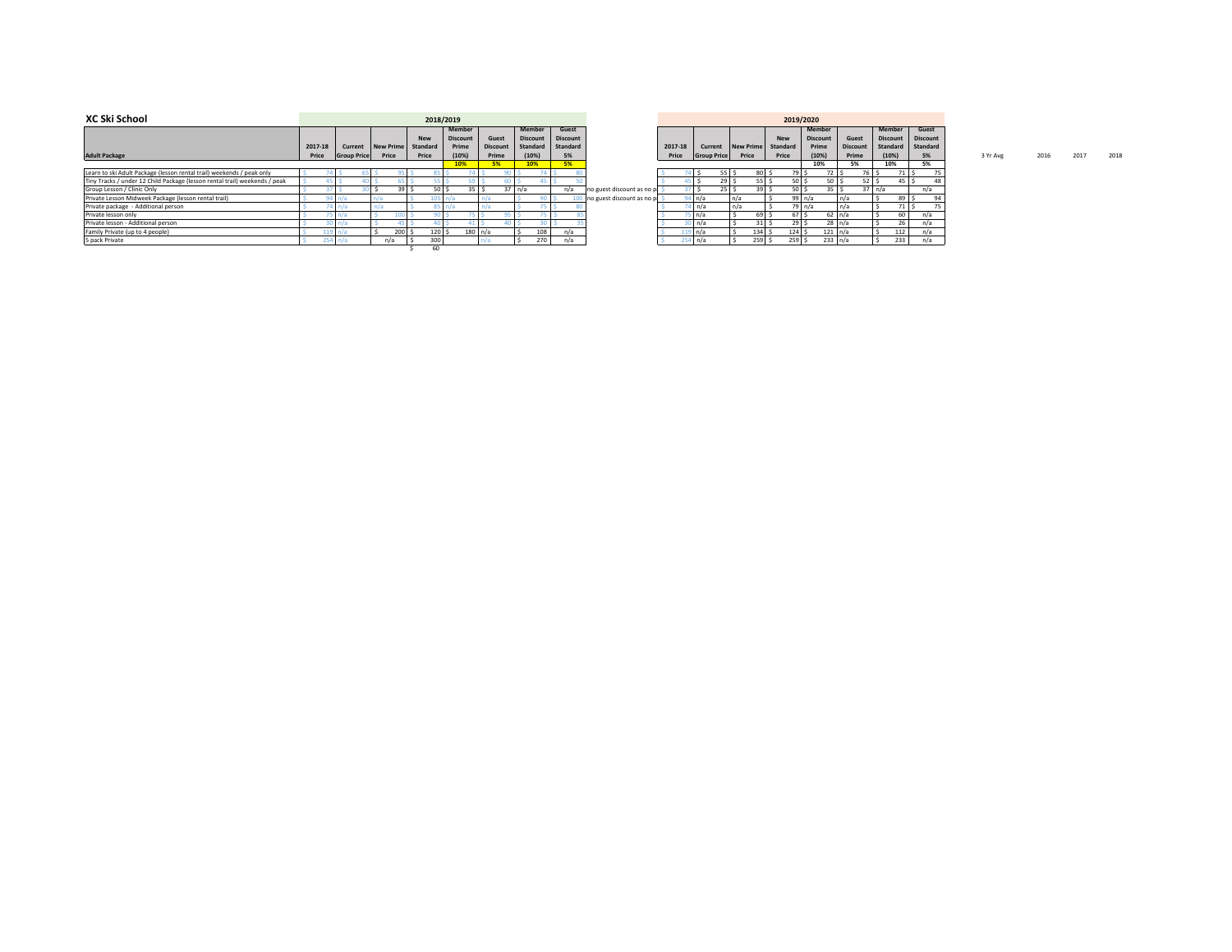# XC Ski School

| Adult Package | 2018/2019 2017-18 Price | Current Group Price | New Prime Price | New Standard Price | Member Discount Prime (10%) | Guest Discount Prime | Member Discount Standard (10%) | Guest Discount Standard 5% | | 2019/2020 2017-18 Price | Current Group Price | New Prime Price | New Standard Price | Member Discount Prime (10%) | Guest Discount Prime | Member Discount Standard (10%) | Guest Discount Standard 5% |
|---|---|---|---|---|---|---|---|---|---|---|---|---|---|---|---|---|---|
| | | | | | 10% | 5% | 10% | 5% | | | | | | 10% | 5% | 10% | 5% |
| Learn to ski Adult Package (lesson rental trail) weekends / peak only | $ 74 | $ 65 | $ 95 | $ 85 | $ 74 | $ 90 | $ 74 | $ 80 | | $ 74 | $ 55 | $ 80 | $ 79 | $ 72 | $ 76 | $ 71 | $ 75 |
| Tiny Tracks / under 12 Child Package (lesson rental trail) weekends / peak | $ 45 | $ 40 | $ 65 | $ 55 | $ 59 | $ 60 | $ 45 | $ 50 | | $ 45 | $ 29 | $ 55 | $ 50 | $ 50 | $ 52 | $ 45 | $ 48 |
| Group Lesson / Clinic Only | $ 37 | $ 30 | $ 39 | $ 50 | $ 35 | $ 37 | n/a | n/a | no guest discount as no p | $ 37 | $ 25 | $ 39 | $ 50 | $ 35 | $ 37 | n/a | n/a |
| Private Lesson Midweek Package (lesson rental trail) | $ 94 | n/a | n/a | $ 105 | n/a | n/a | $ 90 | $ 100 | no guest discount as no p | $ 94 | n/a | n/a | $ 99 | n/a | n/a | $ 89 | $ 94 |
| Private package - Additional person | $ 74 | n/a | n/a | $ 85 | n/a | n/a | $ 75 | $ 80 | | $ 74 | n/a | n/a | $ 79 | n/a | n/a | $ 71 | $ 75 |
| Private lesson only | $ 75 | n/a | $ 100 | $ 90 | $ 75 | $ 95 | $ 75 | $ 85 | | $ 75 | n/a | $ 69 | $ 67 | $ 62 | n/a | $ 60 | n/a |
| Private lesson - Additional person | $ 30 | n/a | $ 45 | $ 40 | $ 41 | $ 40 | $ 30 | $ 35 | | $ 30 | n/a | $ 31 | $ 29 | $ 28 | n/a | $ 26 | n/a |
| Family Private (up to 4 people) | $ 119 | n/a | $ 200 | $ 120 | $ 180 | n/a | $ 108 | n/a | | $ 119 | n/a | $ 134 | $ 124 | $ 121 | n/a | $ 112 | n/a |
| 5 pack Private | $ 254 | n/a | n/a | $ 300 | | n/a | $ 270 | n/a | | $ 254 | n/a | $ 259 | $ 259 | $ 233 | n/a | $ 233 | n/a |
| | | | | $ 60 | | | | | | | | | | | | | |

3 Yr Avg 2016 2017 2018